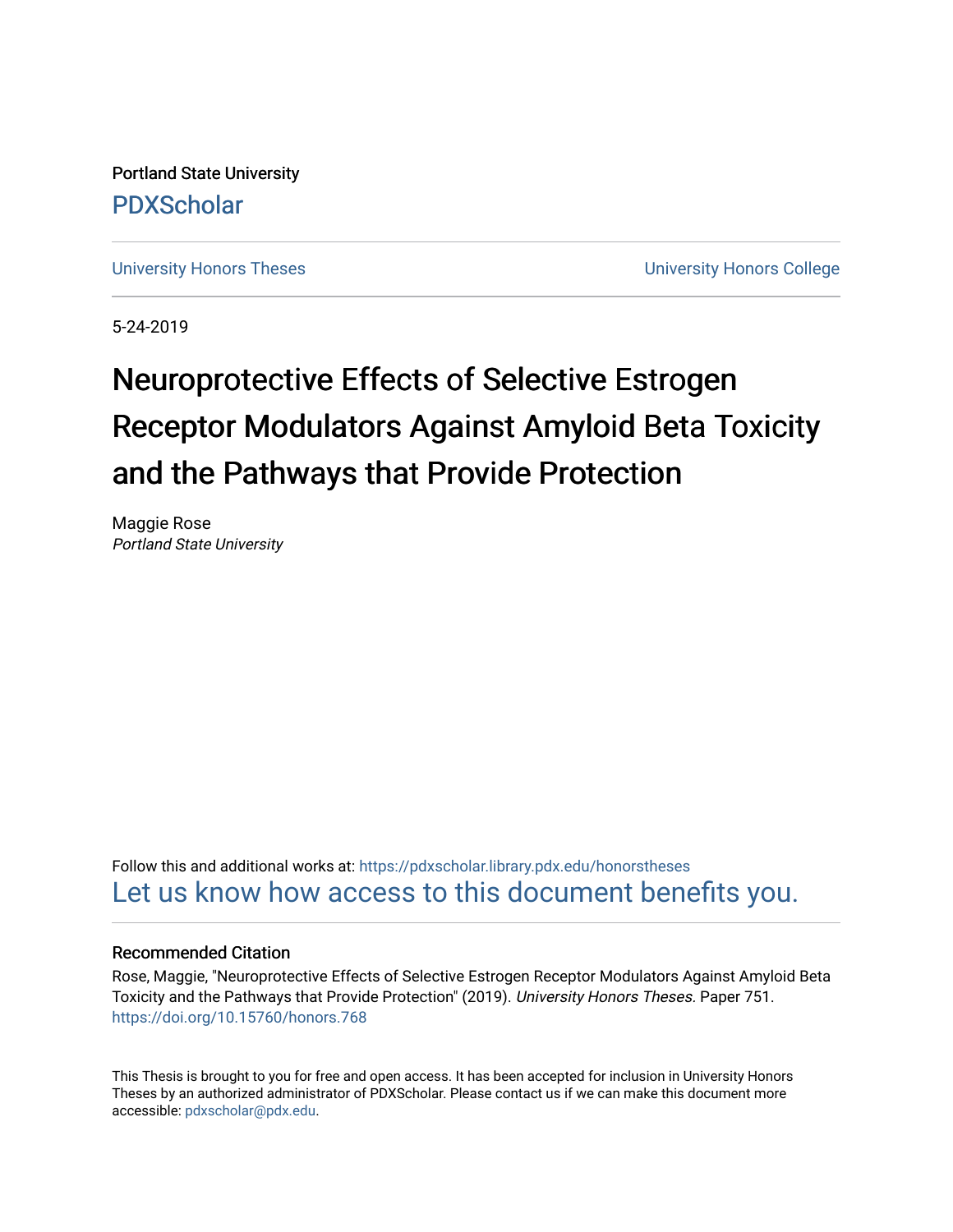Portland State University

PDXScholar

University Honors Theses

University Honors College

5-24-2019

# Neuroprotective Effects of Selective Estrogen Receptor Modulators Against Amyloid Beta Toxicity and the Pathways that Provide Protection

Maggie Rose

*Portland State University*

Follow this and additional works at: https://pdxscholar.library.pdx.edu/honorstheses

Let us know how access to this document benefits you.

### Recommended Citation

Rose, Maggie, "Neuroprotective Effects of Selective Estrogen Receptor Modulators Against Amyloid Beta Toxicity and the Pathways that Provide Protection" (2019). *University Honors Theses.* Paper 751.
https://doi.org/10.15760/honors.768

This Thesis is brought to you for free and open access. It has been accepted for inclusion in University Honors Theses by an authorized administrator of PDXScholar. Please contact us if we can make this document more accessible: pdxscholar@pdx.edu.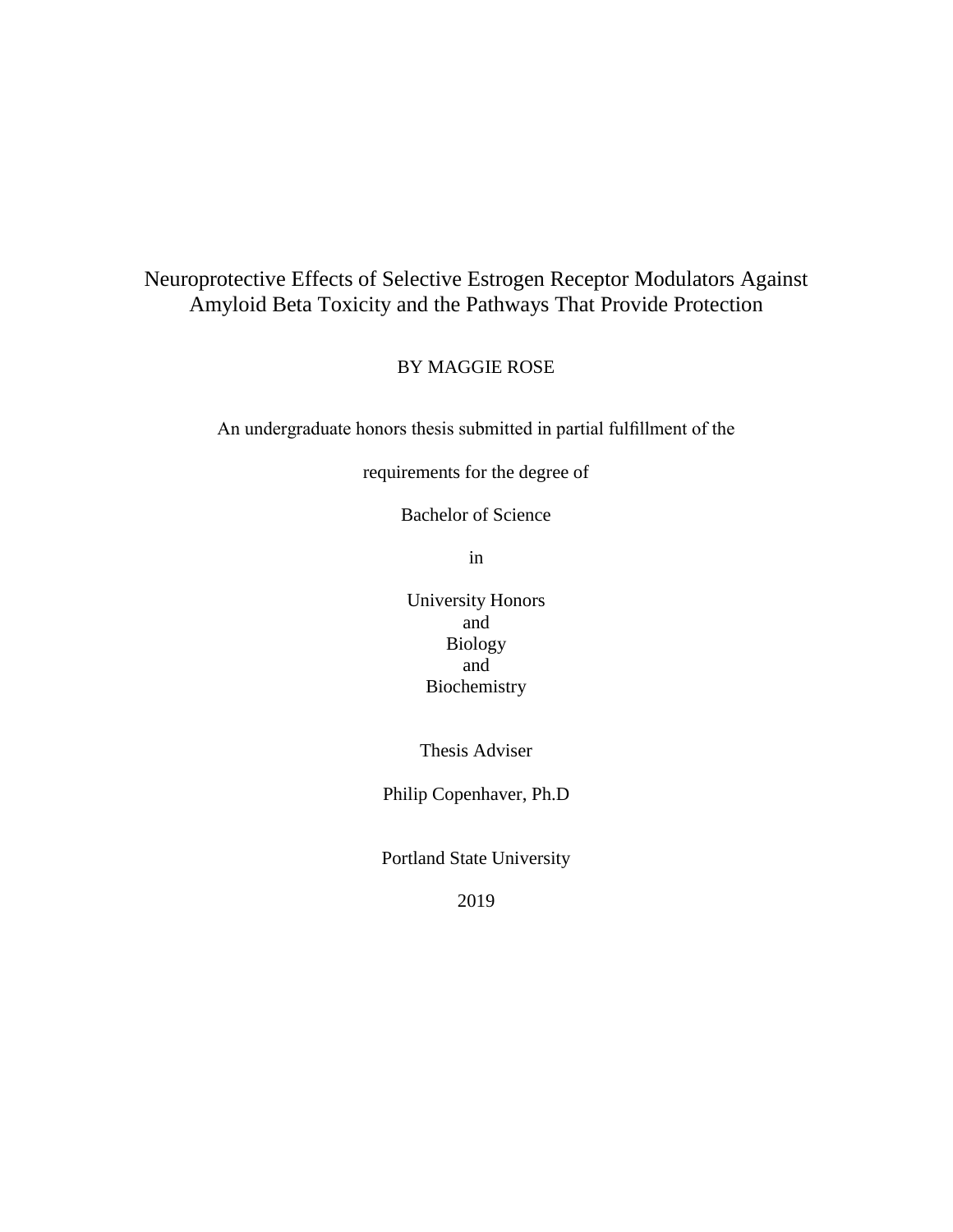# Neuroprotective Effects of Selective Estrogen Receptor Modulators Against Amyloid Beta Toxicity and the Pathways That Provide Protection

BY MAGGIE ROSE

An undergraduate honors thesis submitted in partial fulfillment of the

requirements for the degree of

Bachelor of Science

in

University Honors
and
Biology
and
Biochemistry

Thesis Adviser

Philip Copenhaver, Ph.D

Portland State University

2019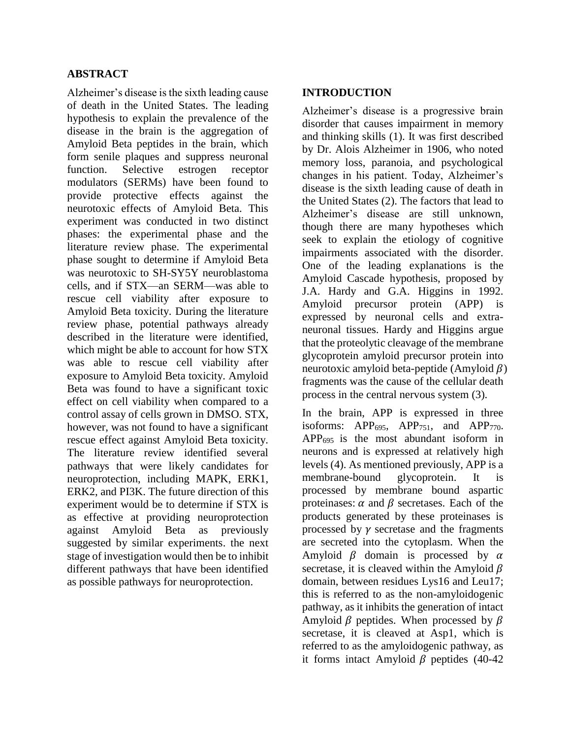## ABSTRACT

Alzheimer's disease is the sixth leading cause of death in the United States. The leading hypothesis to explain the prevalence of the disease in the brain is the aggregation of Amyloid Beta peptides in the brain, which form senile plaques and suppress neuronal function. Selective estrogen receptor modulators (SERMs) have been found to provide protective effects against the neurotoxic effects of Amyloid Beta. This experiment was conducted in two distinct phases: the experimental phase and the literature review phase. The experimental phase sought to determine if Amyloid Beta was neurotoxic to SH-SY5Y neuroblastoma cells, and if STX—an SERM—was able to rescue cell viability after exposure to Amyloid Beta toxicity. During the literature review phase, potential pathways already described in the literature were identified, which might be able to account for how STX was able to rescue cell toxicity after exposure to Amyloid Beta toxicity. Amyloid Beta was found to have a significant toxic effect on cell viability when compared to a control assay of cells grown in DMSO. STX, however, was not found to have a significant rescue effect against Amyloid Beta toxicity. The literature review identified several pathways that were likely candidates for neuroprotection, including MAPK, ERK1, ERK2, and PI3K. The future direction of this experiment would be to determine if STX is as effective at providing neuroprotection against Amyloid Beta as previously suggested by similar experiments. the next stage of investigation would then be to inhibit different pathways that have been identified as possible pathways for neuroprotection.

## INTRODUCTION

Alzheimer's disease is a progressive brain disorder that causes impairment in memory and thinking skills (1). It was first described by Dr. Alois Alzheimer in 1906, who noted memory loss, paranoia, and psychological changes in his patient. Today, Alzheimer's disease is the sixth leading cause of death in the United States (2). The factors that lead to Alzheimer's disease are still unknown, though there are many hypotheses which seek to explain the etiology of cognitive impairments associated with the disorder. One of the leading explanations is the Amyloid Cascade hypothesis, proposed by J.A. Hardy and G.A. Higgins in 1992. Amyloid precursor protein (APP) is expressed by neuronal cells and extra-neuronal tissues. Hardy and Higgins argue that the proteolytic cleavage of the membrane glycoprotein amyloid precursor protein into neurotoxic amyloid beta-peptide (Amyloid $\beta$) fragments was the cause of the cellular death process in the central nervous system (3).

In the brain, APP is expressed in three isoforms: $APP_{695}$, $APP_{751}$, and $APP_{770}$. $APP_{695}$ is the most abundant isoform in neurons and is expressed at relatively high levels (4). As mentioned previously, APP is a membrane-bound glycoprotein. It is processed by membrane bound aspartic proteinases: $\alpha$ and $\beta$ secretases. Each of the products generated by these proteinases is processed by $\gamma$ secretase and the fragments are secreted into the cytoplasm. When the Amyloid $\beta$ domain is processed by $\alpha$ secretase, it is cleaved within the Amyloid $\beta$ domain, between residues Lys16 and Leu17; this is referred to as the non-amyloidogenic pathway, as it inhibits the generation of intact Amyloid $\beta$ peptides. When processed by $\beta$ secretase, it is cleaved at Asp1, which is referred to as the amyloidogenic pathway, as it forms intact Amyloid $\beta$ peptides (40-42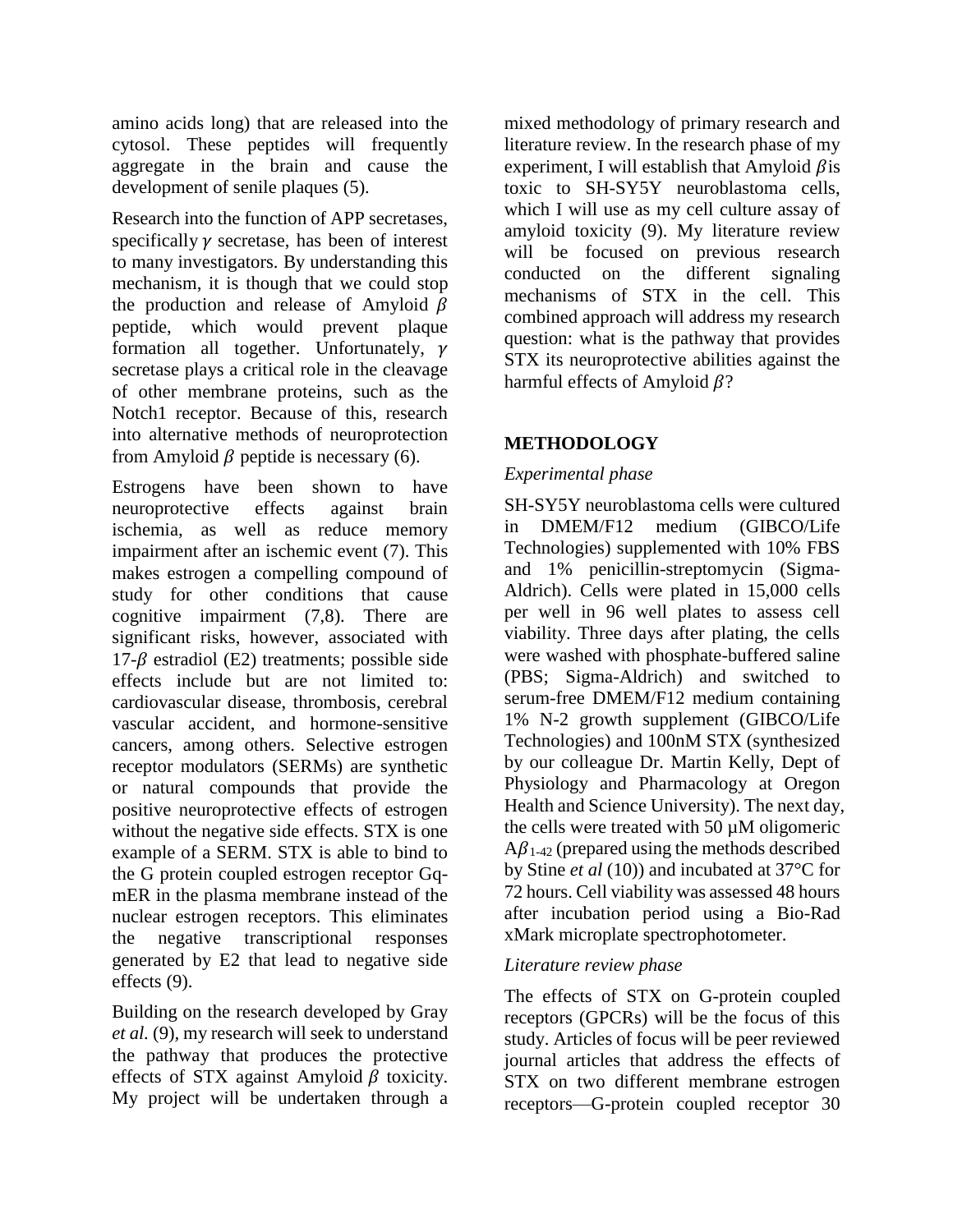amino acids long) that are released into the cytosol. These peptides will frequently aggregate in the brain and cause the development of senile plaques (5).

Research into the function of APP secretases, specifically $\gamma$ secretase, has been of interest to many investigators. By understanding this mechanism, it is though that we could stop the production and release of Amyloid $\beta$ peptide, which would prevent plaque formation all together. Unfortunately, $\gamma$ secretase plays a critical role in the cleavage of other membrane proteins, such as the Notch1 receptor. Because of this, research into alternative methods of neuroprotection from Amyloid $\beta$ peptide is necessary (6).

Estrogens have been shown to have neuroprotective effects against brain ischemia, as well as reduce memory impairment after an ischemic event (7). This makes estrogen a compelling compound of study for other conditions that cause cognitive impairment (7,8). There are significant risks, however, associated with 17-$\beta$ estradiol (E2) treatments; possible side effects include but are not limited to: cardiovascular disease, thrombosis, cerebral vascular accident, and hormone-sensitive cancers, among others. Selective estrogen receptor modulators (SERMs) are synthetic or natural compounds that provide the positive neuroprotective effects of estrogen without the negative side effects. STX is one example of a SERM. STX is able to bind to the G protein coupled estrogen receptor Gq-mER in the plasma membrane instead of the nuclear estrogen receptors. This eliminates the negative transcriptional responses generated by E2 that lead to negative side effects (9).

Building on the research developed by Gray *et al.* (9), my research will seek to understand the pathway that produces the protective effects of STX against Amyloid $\beta$ toxicity. My project will be undertaken through a mixed methodology of primary research and literature review. In the research phase of my experiment, I will establish that Amyloid $\beta$ is toxic to SH-SY5Y neuroblastoma cells, which I will use as my cell culture assay of amyloid toxicity (9). My literature review will be focused on previous research conducted on the different signaling mechanisms of STX in the cell. This combined approach will address my research question: what is the pathway that provides STX its neuroprotective abilities against the harmful effects of Amyloid $\beta$?

## METHODOLOGY

### *Experimental phase*

SH-SY5Y neuroblastoma cells were cultured in DMEM/F12 medium (GIBCO/Life Technologies) supplemented with 10% FBS and 1% penicillin-streptomycin (Sigma-Aldrich). Cells were plated in 15,000 cells per well in 96 well plates to assess cell viability. Three days after plating, the cells were washed with phosphate-buffered saline (PBS; Sigma-Aldrich) and switched to serum-free DMEM/F12 medium containing 1% N-2 growth supplement (GIBCO/Life Technologies) and 100nM STX (synthesized by our colleague Dr. Martin Kelly, Dept of Physiology and Pharmacology at Oregon Health and Science University). The next day, the cells were treated with 50 µM oligomeric $A\beta_{1\text{-}42}$ (prepared using the methods described by Stine *et al* (10)) and incubated at 37°C for 72 hours. Cell viability was assessed 48 hours after incubation period using a Bio-Rad xMark microplate spectrophotometer.

### *Literature review phase*

The effects of STX on G-protein coupled receptors (GPCRs) will be the focus of this study. Articles of focus will be peer reviewed journal articles that address the effects of STX on two different membrane estrogen receptors—G-protein coupled receptor 30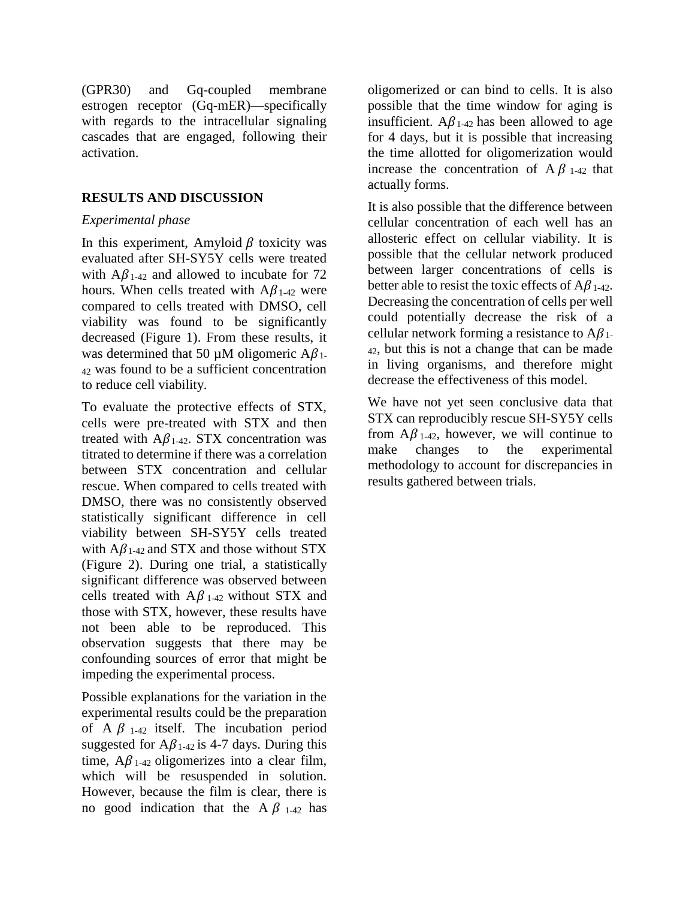(GPR30) and Gq-coupled membrane estrogen receptor (Gq-mER)—specifically with regards to the intracellular signaling cascades that are engaged, following their activation.

## RESULTS AND DISCUSSION

*Experimental phase*

In this experiment, Amyloid $\beta$ toxicity was evaluated after SH-SY5Y cells were treated with $A\beta_{1\text{-}42}$ and allowed to incubate for 72 hours. When cells treated with $A\beta_{1\text{-}42}$ were compared to cells treated with DMSO, cell viability was found to be significantly decreased (Figure 1). From these results, it was determined that 50 µM oligomeric $A\beta_{1\text{-}42}$ was found to be a sufficient concentration to reduce cell viability.

To evaluate the protective effects of STX, cells were pre-treated with STX and then treated with $A\beta_{1\text{-}42}$. STX concentration was titrated to determine if there was a correlation between STX concentration and cellular rescue. When compared to cells treated with DMSO, there was no consistently observed statistically significant difference in cell viability between SH-SY5Y cells treated with $A\beta_{1\text{-}42}$ and STX and those without STX (Figure 2). During one trial, a statistically significant difference was observed between cells treated with $A\beta_{1\text{-}42}$ without STX and those with STX, however, these results have not been able to be reproduced. This observation suggests that there may be confounding sources of error that might be impeding the experimental process.

Possible explanations for the variation in the experimental results could be the preparation of $A\beta_{1\text{-}42}$ itself. The incubation period suggested for $A\beta_{1\text{-}42}$ is 4-7 days. During this time, $A\beta_{1\text{-}42}$ oligomerizes into a clear film, which will be resuspended in solution. However, because the film is clear, there is no good indication that the $A\beta_{1\text{-}42}$ has oligomerized or can bind to cells. It is also possible that the time window for aging is insufficient. $A\beta_{1\text{-}42}$ has been allowed to age for 4 days, but it is possible that increasing the time allotted for oligomerization would increase the concentration of $A\beta_{1\text{-}42}$ that actually forms.

It is also possible that the difference between cellular concentration of each well has an allosteric effect on cellular viability. It is possible that the cellular network produced between larger concentrations of cells is better able to resist the toxic effects of $A\beta_{1\text{-}42}$. Decreasing the concentration of cells per well could potentially decrease the risk of a cellular network forming a resistance to $A\beta_{1\text{-}42}$, but this is not a change that can be made in living organisms, and therefore might decrease the effectiveness of this model.

We have not yet seen conclusive data that STX can reproducibly rescue SH-SY5Y cells from $A\beta_{1\text{-}42}$, however, we will continue to make changes to the experimental methodology to account for discrepancies in results gathered between trials.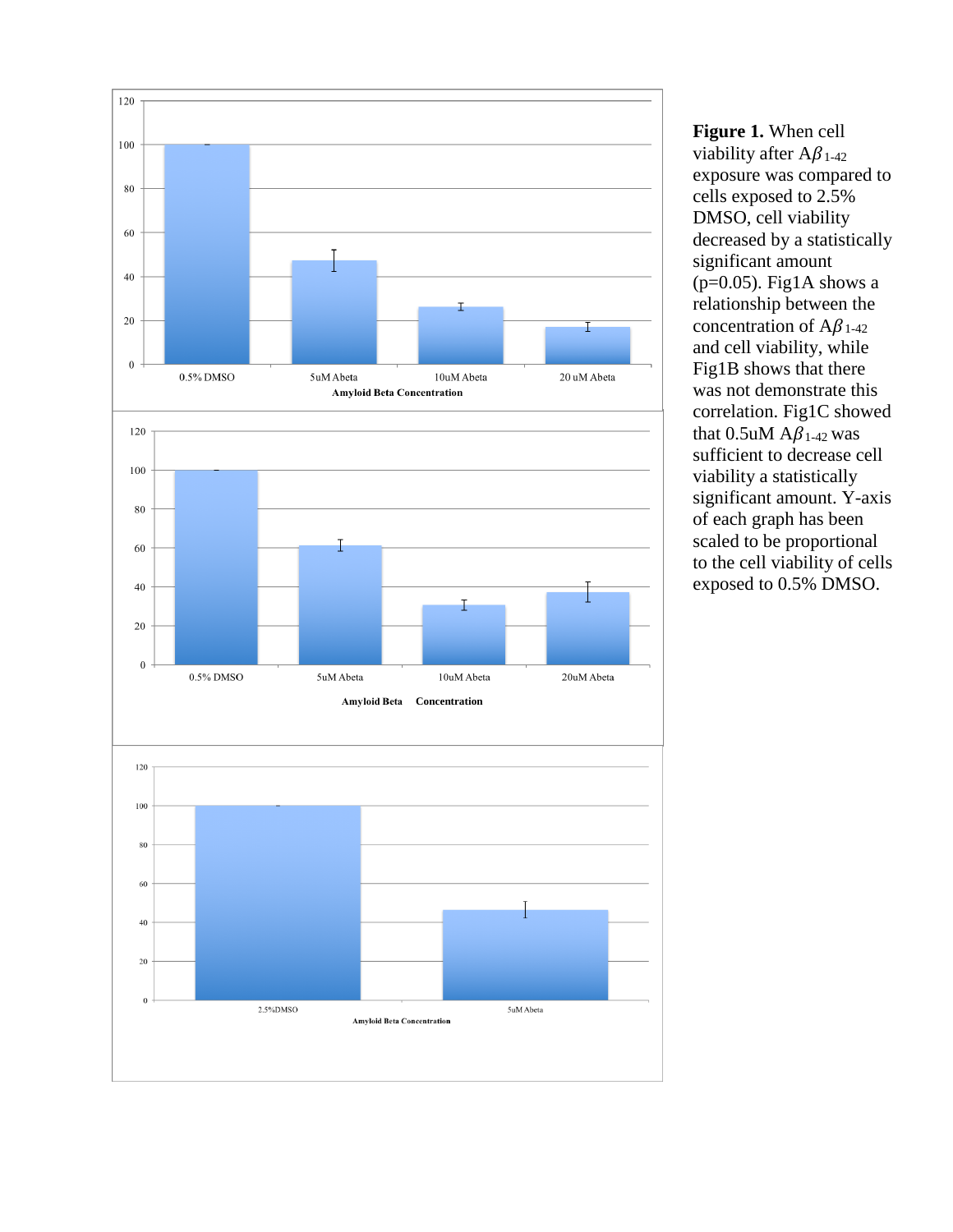**Figure 1.** When cell viability after A$\beta_{1\text{-}42}$ exposure was compared to cells exposed to 2.5% DMSO, cell viability decreased by a statistically significant amount ($p$=0.05). Fig1A shows a relationship between the concentration of A$\beta_{1\text{-}42}$ and cell viability, while Fig1B shows that there was not demonstrate this correlation. Fig1C showed that 0.5uM A$\beta_{1\text{-}42}$ was sufficient to decrease cell viability a statistically significant amount. Y-axis of each graph has been scaled to be proportional to the cell viability of cells exposed to 0.5% DMSO.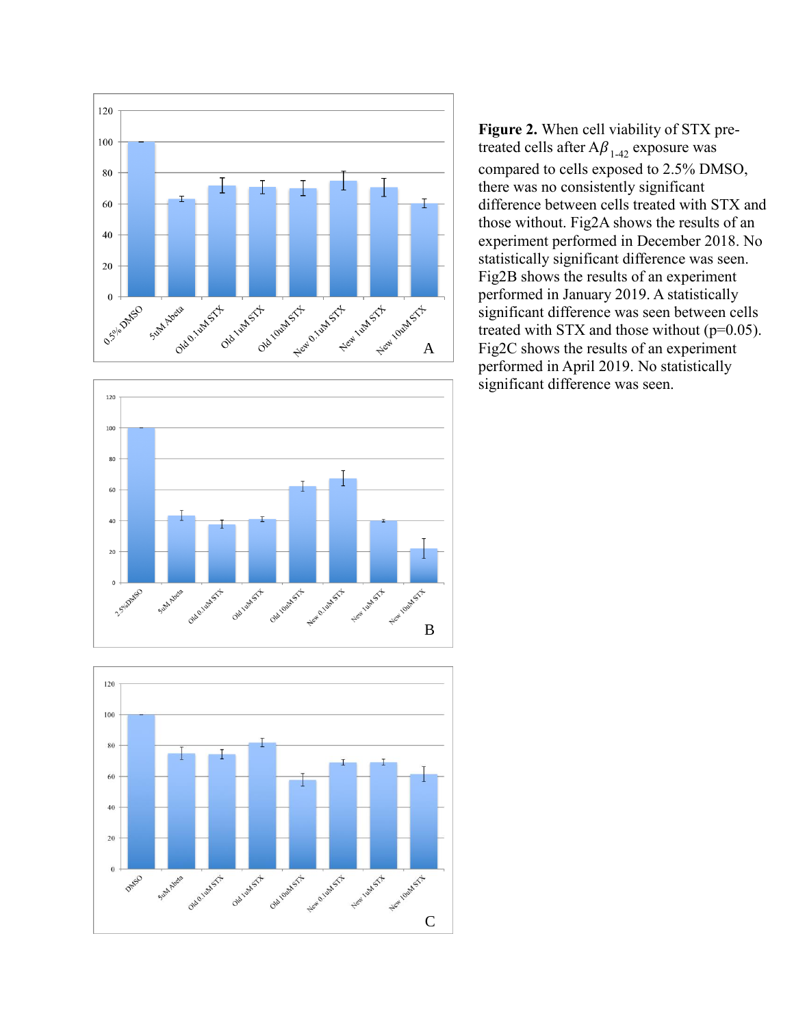**Figure 2.** When cell viability of STX pre-treated cells after $A\beta_{1\text{-}42}$ exposure was compared to cells exposed to 2.5% DMSO, there was no consistently significant difference between cells treated with STX and those without. Fig2A shows the results of an experiment performed in December 2018. No statistically significant difference was seen. Fig2B shows the results of an experiment performed in January 2019. A statistically significant difference was seen between cells treated with STX and those without ($p=0.05$). Fig2C shows the results of an experiment performed in April 2019. No statistically significant difference was seen.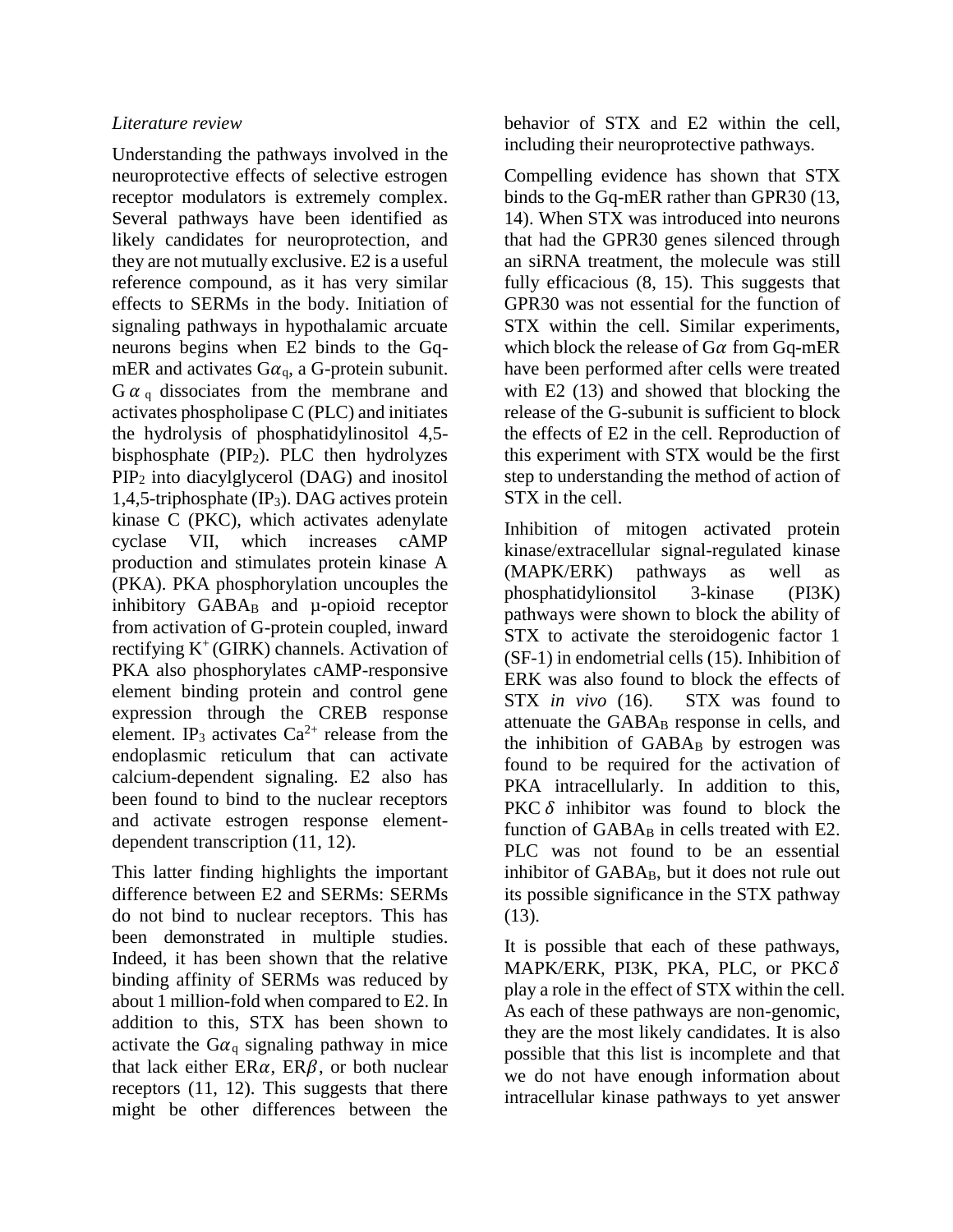*Literature review*

Understanding the pathways involved in the neuroprotective effects of selective estrogen receptor modulators is extremely complex. Several pathways have been identified as likely candidates for neuroprotection, and they are not mutually exclusive. E2 is a useful reference compound, as it has very similar effects to SERMs in the body. Initiation of signaling pathways in hypothalamic arcuate neurons begins when E2 binds to the Gq-mER and activates $G\alpha_q$, a G-protein subunit. $G\alpha_q$ dissociates from the membrane and activates phospholipase C (PLC) and initiates the hydrolysis of phosphatidylinositol 4,5-bisphosphate ($PIP_2$). PLC then hydrolyzes $PIP_2$ into diacylglycerol (DAG) and inositol 1,4,5-triphosphate ($IP_3$). DAG actives protein kinase C (PKC), which activates adenylate cyclase VII, which increases cAMP production and stimulates protein kinase A (PKA). PKA phosphorylation uncouples the inhibitory $GABA_B$ and µ-opioid receptor from activation of G-protein coupled, inward rectifying $K^+$ (GIRK) channels. Activation of PKA also phosphorylates cAMP-responsive element binding protein and control gene expression through the CREB response element. $IP_3$ activates $Ca^{2+}$ release from the endoplasmic reticulum that can activate calcium-dependent signaling. E2 also has been found to bind to the nuclear receptors and activate estrogen response element-dependent transcription (11, 12).

This latter finding highlights the important difference between E2 and SERMs: SERMs do not bind to nuclear receptors. This has been demonstrated in multiple studies. Indeed, it has been shown that the relative binding affinity of SERMs was reduced by about 1 million-fold when compared to E2. In addition to this, STX has been shown to activate the $G\alpha_q$ signaling pathway in mice that lack either $ER\alpha$, $ER\beta$, or both nuclear receptors (11, 12). This suggests that there might be other differences between the behavior of STX and E2 within the cell, including their neuroprotective pathways.

Compelling evidence has shown that STX binds to the Gq-mER rather than GPR30 (13, 14). When STX was introduced into neurons that had the GPR30 genes silenced through an siRNA treatment, the molecule was still fully efficacious (8, 15). This suggests that GPR30 was not essential for the function of STX within the cell. Similar experiments, which block the release of $G\alpha$ from Gq-mER have been performed after cells were treated with E2 (13) and showed that blocking the release of the G-subunit is sufficient to block the effects of E2 in the cell. Reproduction of this experiment with STX would be the first step to understanding the method of action of STX in the cell.

Inhibition of mitogen activated protein kinase/extracellular signal-regulated kinase (MAPK/ERK) pathways as well as phosphatidylionsitol 3-kinase (PI3K) pathways were shown to block the ability of STX to activate the steroidogenic factor 1 (SF-1) in endometrial cells (15). Inhibition of ERK was also found to block the effects of STX *in vivo* (16). STX was found to attenuate the $GABA_B$ response in cells, and the inhibition of $GABA_B$ by estrogen was found to be required for the activation of PKA intracellularly. In addition to this, $PKC\delta$ inhibitor was found to block the function of $GABA_B$ in cells treated with E2. PLC was not found to be an essential inhibitor of $GABA_B$, but it does not rule out its possible significance in the STX pathway (13).

It is possible that each of these pathways, MAPK/ERK, PI3K, PKA, PLC, or $PKC\delta$ play a role in the effect of STX within the cell. As each of these pathways are non-genomic, they are the most likely candidates. It is also possible that this list is incomplete and that we do not have enough information about intracellular kinase pathways to yet answer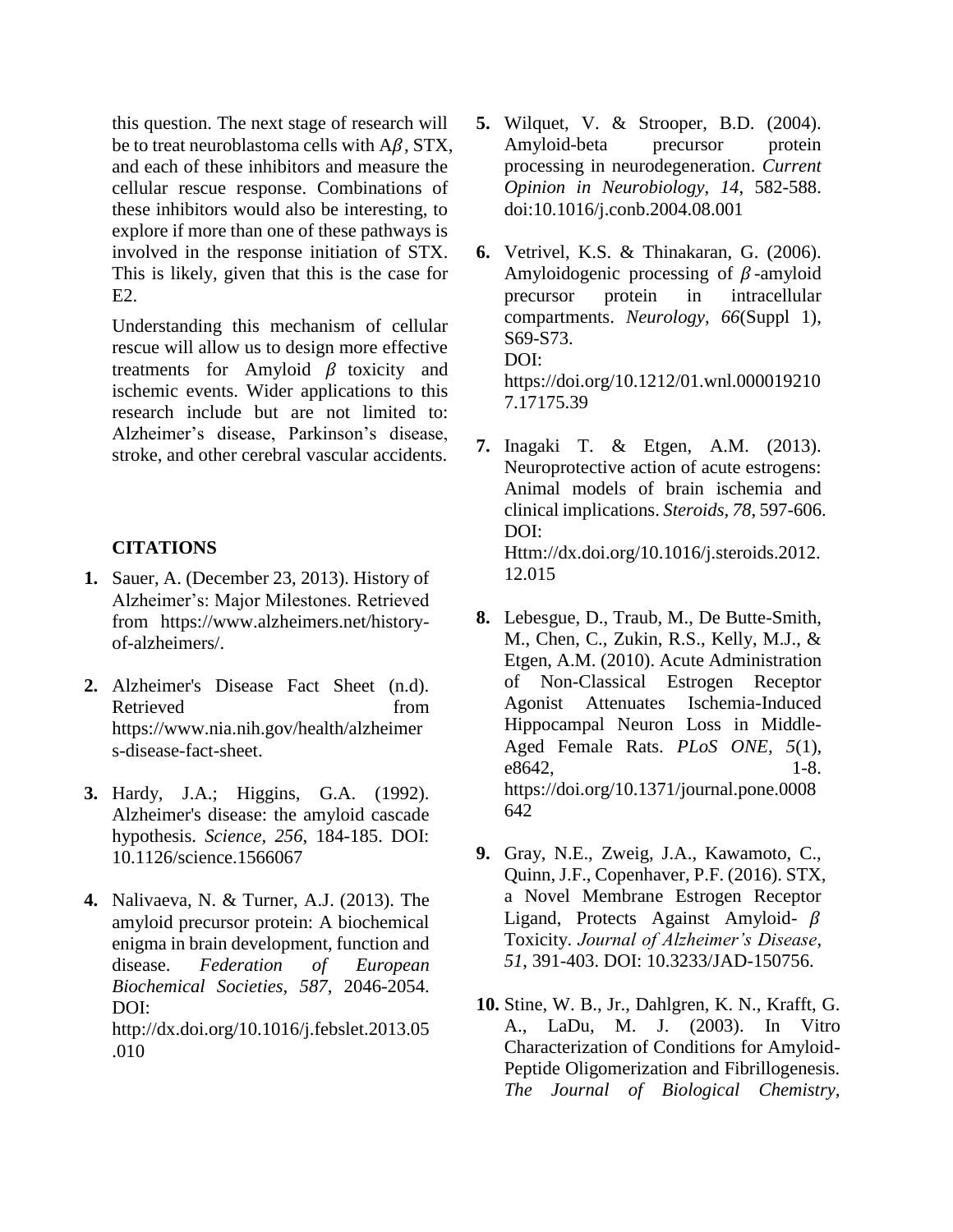this question. The next stage of research will be to treat neuroblastoma cells with A$\beta$, STX, and each of these inhibitors and measure the cellular rescue response. Combinations of these inhibitors would also be interesting, to explore if more than one of these pathways is involved in the response initiation of STX. This is likely, given that this is the case for E2.

Understanding this mechanism of cellular rescue will allow us to design more effective treatments for Amyloid $\beta$ toxicity and ischemic events. Wider applications to this research include but are not limited to: Alzheimer's disease, Parkinson's disease, stroke, and other cerebral vascular accidents.

## CITATIONS

1. Sauer, A. (December 23, 2013). History of Alzheimer's: Major Milestones. Retrieved from https://www.alzheimers.net/history-of-alzheimers/.

2. Alzheimer's Disease Fact Sheet (n.d). Retrieved from https://www.nia.nih.gov/health/alzheimers-disease-fact-sheet.

3. Hardy, J.A.; Higgins, G.A. (1992). Alzheimer's disease: the amyloid cascade hypothesis. *Science*, *256*, 184-185. DOI: 10.1126/science.1566067

4. Nalivaeva, N. & Turner, A.J. (2013). The amyloid precursor protein: A biochemical enigma in brain development, function and disease. *Federation of European Biochemical Societies*, *587*, 2046-2054. DOI: http://dx.doi.org/10.1016/j.febslet.2013.05.010

5. Wilquet, V. & Strooper, B.D. (2004). Amyloid-beta precursor protein processing in neurodegeneration. *Current Opinion in Neurobiology*, *14*, 582-588. doi:10.1016/j.conb.2004.08.001

6. Vetrivel, K.S. & Thinakaran, G. (2006). Amyloidogenic processing of $\beta$-amyloid precursor protein in intracellular compartments. *Neurology, 66*(Suppl 1), S69-S73. DOI: https://doi.org/10.1212/01.wnl.0000192107.17175.39

7. Inagaki T. & Etgen, A.M. (2013). Neuroprotective action of acute estrogens: Animal models of brain ischemia and clinical implications. *Steroids*, *78*, 597-606. DOI: Httm://dx.doi.org/10.1016/j.steroids.2012.12.015

8. Lebesgue, D., Traub, M., De Butte-Smith, M., Chen, C., Zukin, R.S., Kelly, M.J., & Etgen, A.M. (2010). Acute Administration of Non-Classical Estrogen Receptor Agonist Attenuates Ischemia-Induced Hippocampal Neuron Loss in Middle-Aged Female Rats. *PLoS ONE*, *5*(1), e8642, 1-8. https://doi.org/10.1371/journal.pone.0008642

9. Gray, N.E., Zweig, J.A., Kawamoto, C., Quinn, J.F., Copenhaver, P.F. (2016). STX, a Novel Membrane Estrogen Receptor Ligand, Protects Against Amyloid-$\beta$ Toxicity. *Journal of Alzheimer's Disease*, *51*, 391-403. DOI: 10.3233/JAD-150756.

10. Stine, W. B., Jr., Dahlgren, K. N., Krafft, G. A., LaDu, M. J. (2003). In Vitro Characterization of Conditions for Amyloid-Peptide Oligomerization and Fibrillogenesis. *The Journal of Biological Chemistry*,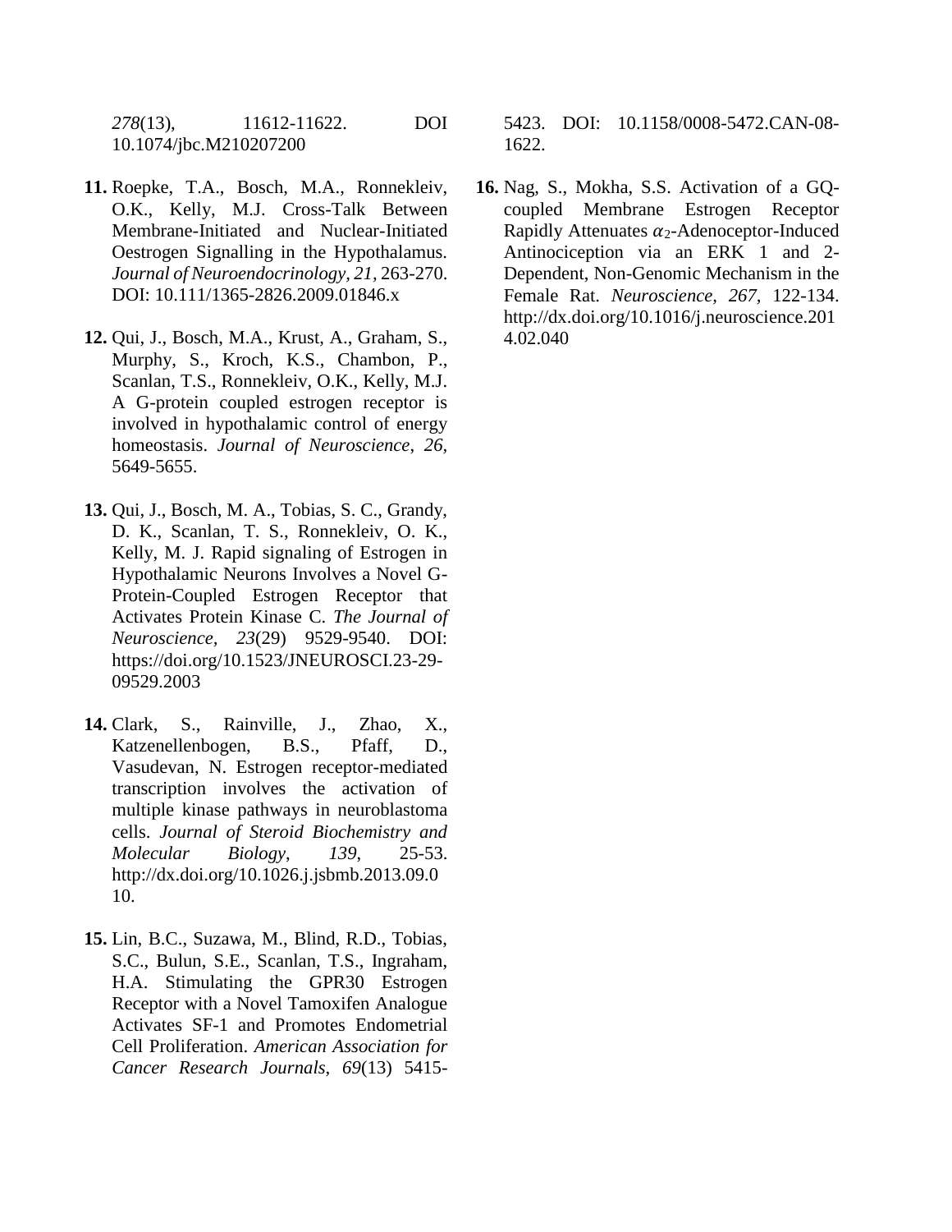*278*(13), 11612-11622. DOI 10.1074/jbc.M210207200

**11.** Roepke, T.A., Bosch, M.A., Ronnekleiv, O.K., Kelly, M.J. Cross-Talk Between Membrane-Initiated and Nuclear-Initiated Oestrogen Signalling in the Hypothalamus. *Journal of Neuroendocrinology, 21,* 263-270. DOI: 10.111/1365-2826.2009.01846.x

**12.** Qui, J., Bosch, M.A., Krust, A., Graham, S., Murphy, S., Kroch, K.S., Chambon, P., Scanlan, T.S., Ronnekleiv, O.K., Kelly, M.J. A G-protein coupled estrogen receptor is involved in hypothalamic control of energy homeostasis. *Journal of Neuroscience, 26,* 5649-5655.

**13.** Qui, J., Bosch, M. A., Tobias, S. C., Grandy, D. K., Scanlan, T. S., Ronnekleiv, O. K., Kelly, M. J. Rapid signaling of Estrogen in Hypothalamic Neurons Involves a Novel G-Protein-Coupled Estrogen Receptor that Activates Protein Kinase C. *The Journal of Neuroscience, 23*(29) 9529-9540. DOI: https://doi.org/10.1523/JNEUROSCI.23-29-09529.2003

**14.** Clark, S., Rainville, J., Zhao, X., Katzenellenbogen, B.S., Pfaff, D., Vasudevan, N. Estrogen receptor-mediated transcription involves the activation of multiple kinase pathways in neuroblastoma cells. *Journal of Steroid Biochemistry and Molecular Biology, 139,* 25-53. http://dx.doi.org/10.1026.j.jsbmb.2013.09.010.

**15.** Lin, B.C., Suzawa, M., Blind, R.D., Tobias, S.C., Bulun, S.E., Scanlan, T.S., Ingraham, H.A. Stimulating the GPR30 Estrogen Receptor with a Novel Tamoxifen Analogue Activates SF-1 and Promotes Endometrial Cell Proliferation. *American Association for Cancer Research Journals, 69*(13) 5415-5423. DOI: 10.1158/0008-5472.CAN-08-1622.

**16.** Nag, S., Mokha, S.S. Activation of a GQ-coupled Membrane Estrogen Receptor Rapidly Attenuates $\alpha_2$-Adenoceptor-Induced Antinociception via an ERK 1 and 2-Dependent, Non-Genomic Mechanism in the Female Rat. *Neuroscience, 267,* 122-134. http://dx.doi.org/10.1016/j.neuroscience.2014.02.040